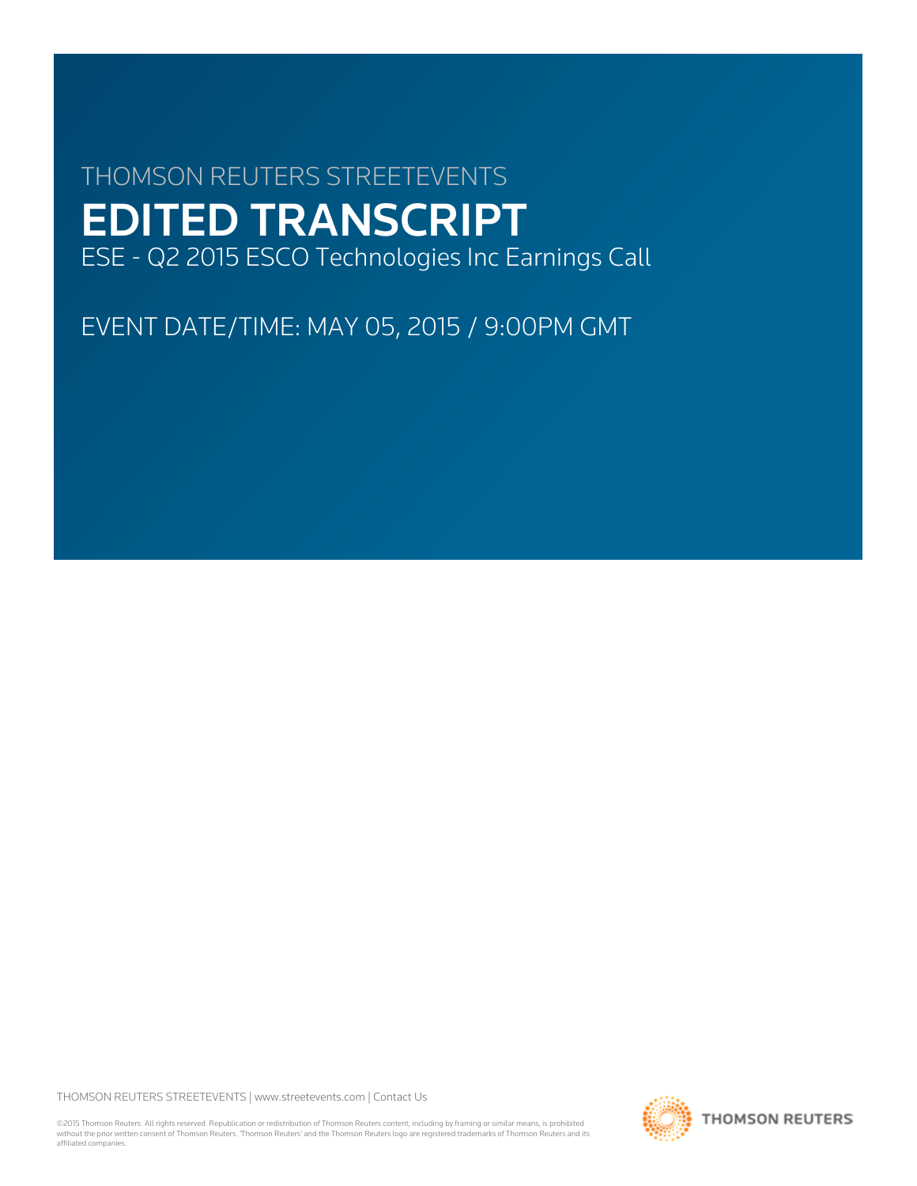THOMSON REUTERS STREETEVENTS

# EDITED TRANSCRIPT

ESE - Q2 2015 ESCO Technologies Inc Earnings Call

EVENT DATE/TIME: MAY 05, 2015 / 9:00PM GMT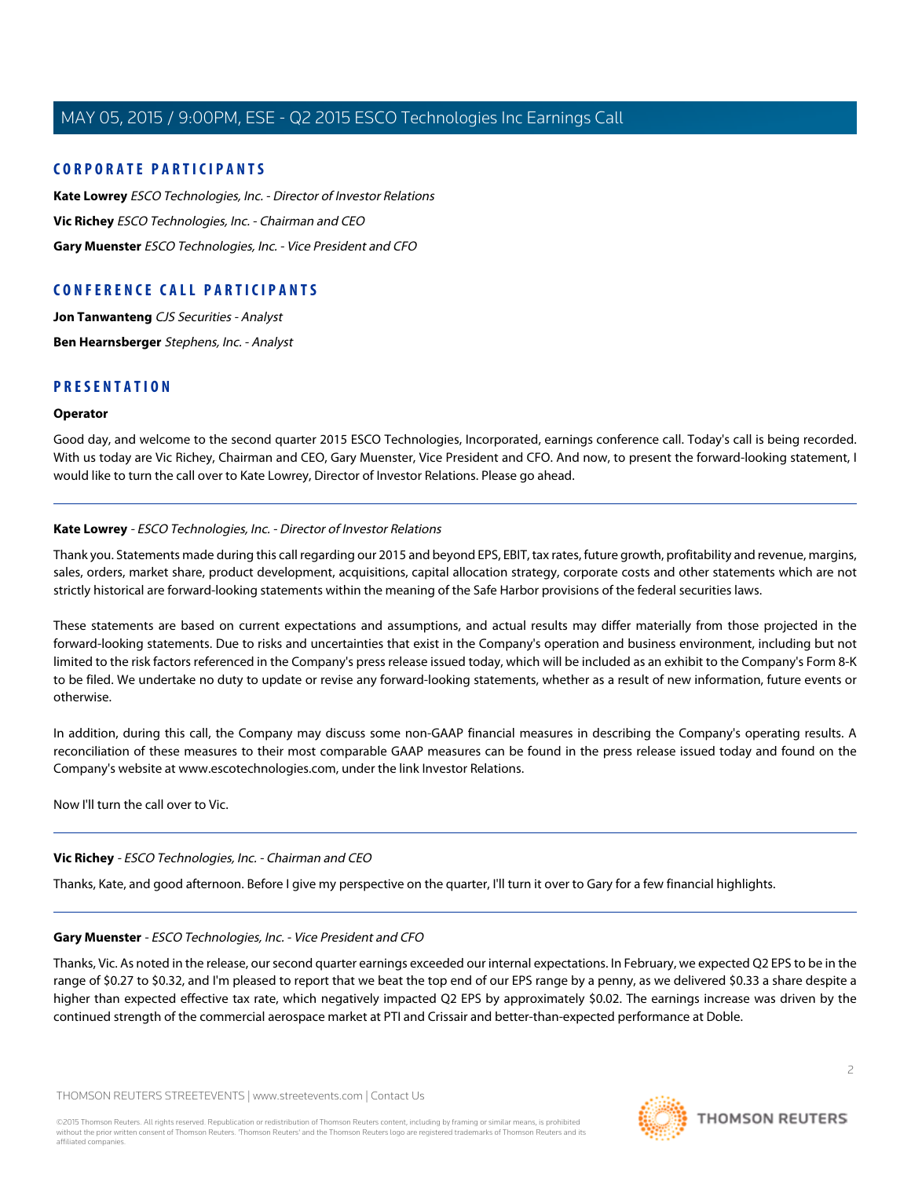## CORPORATE PARTICIPANTS

**Kate Lowrey** *ESCO Technologies, Inc. - Director of Investor Relations*

**Vic Richey** *ESCO Technologies, Inc. - Chairman and CEO*

**Gary Muenster** *ESCO Technologies, Inc. - Vice President and CFO*

## CONFERENCE CALL PARTICIPANTS

**Jon Tanwanteng** *CJS Securities - Analyst*

**Ben Hearnsberger** *Stephens, Inc. - Analyst*

## PRESENTATION

**Operator**

Good day, and welcome to the second quarter 2015 ESCO Technologies, Incorporated, earnings conference call. Today's call is being recorded. With us today are Vic Richey, Chairman and CEO, Gary Muenster, Vice President and CFO. And now, to present the forward-looking statement, I would like to turn the call over to Kate Lowrey, Director of Investor Relations. Please go ahead.

---

**Kate Lowrey** - *ESCO Technologies, Inc. - Director of Investor Relations*

Thank you. Statements made during this call regarding our 2015 and beyond EPS, EBIT, tax rates, future growth, profitability and revenue, margins, sales, orders, market share, product development, acquisitions, capital allocation strategy, corporate costs and other statements which are not strictly historical are forward-looking statements within the meaning of the Safe Harbor provisions of the federal securities laws.

These statements are based on current expectations and assumptions, and actual results may differ materially from those projected in the forward-looking statements. Due to risks and uncertainties that exist in the Company's operation and business environment, including but not limited to the risk factors referenced in the Company's press release issued today, which will be included as an exhibit to the Company's Form 8-K to be filed. We undertake no duty to update or revise any forward-looking statements, whether as a result of new information, future events or otherwise.

In addition, during this call, the Company may discuss some non-GAAP financial measures in describing the Company's operating results. A reconciliation of these measures to their most comparable GAAP measures can be found in the press release issued today and found on the Company's website at www.escotechnologies.com, under the link Investor Relations.

Now I'll turn the call over to Vic.

---

**Vic Richey** - *ESCO Technologies, Inc. - Chairman and CEO*

Thanks, Kate, and good afternoon. Before I give my perspective on the quarter, I'll turn it over to Gary for a few financial highlights.

---

**Gary Muenster** - *ESCO Technologies, Inc. - Vice President and CFO*

Thanks, Vic. As noted in the release, our second quarter earnings exceeded our internal expectations. In February, we expected Q2 EPS to be in the range of $0.27 to $0.32, and I'm pleased to report that we beat the top end of our EPS range by a penny, as we delivered $0.33 a share despite a higher than expected effective tax rate, which negatively impacted Q2 EPS by approximately $0.02. The earnings increase was driven by the continued strength of the commercial aerospace market at PTI and Crissair and better-than-expected performance at Doble.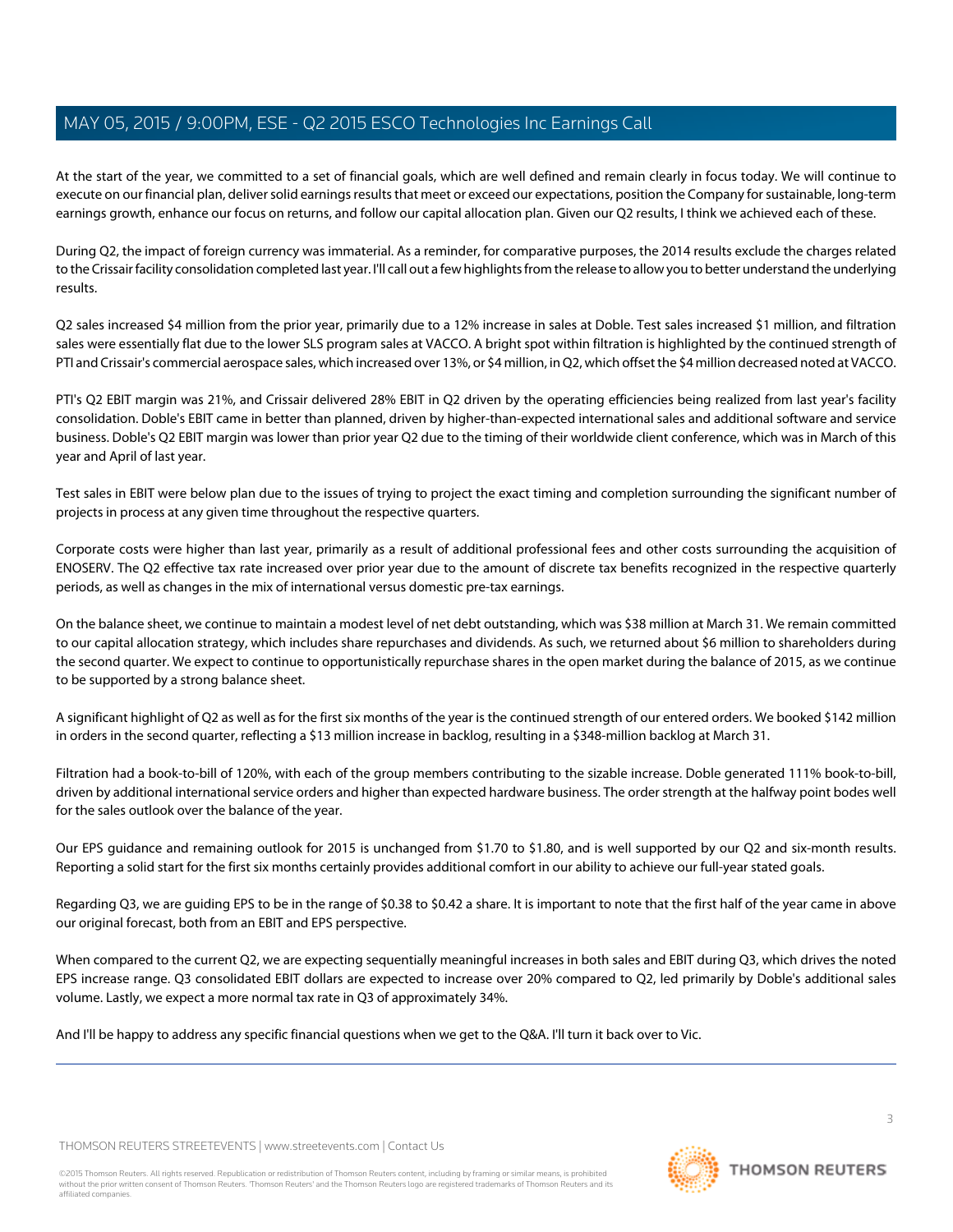At the start of the year, we committed to a set of financial goals, which are well defined and remain clearly in focus today. We will continue to execute on our financial plan, deliver solid earnings results that meet or exceed our expectations, position the Company for sustainable, long-term earnings growth, enhance our focus on returns, and follow our capital allocation plan. Given our Q2 results, I think we achieved each of these.

During Q2, the impact of foreign currency was immaterial. As a reminder, for comparative purposes, the 2014 results exclude the charges related to the Crissair facility consolidation completed last year. I'll call out a few highlights from the release to allow you to better understand the underlying results.

Q2 sales increased $4 million from the prior year, primarily due to a 12% increase in sales at Doble. Test sales increased $1 million, and filtration sales were essentially flat due to the lower SLS program sales at VACCO. A bright spot within filtration is highlighted by the continued strength of PTI and Crissair's commercial aerospace sales, which increased over 13%, or $4 million, in Q2, which offset the $4 million decreased noted at VACCO.

PTI's Q2 EBIT margin was 21%, and Crissair delivered 28% EBIT in Q2 driven by the operating efficiencies being realized from last year's facility consolidation. Doble's EBIT came in better than planned, driven by higher-than-expected international sales and additional software and service business. Doble's Q2 EBIT margin was lower than prior year Q2 due to the timing of their worldwide client conference, which was in March of this year and April of last year.

Test sales in EBIT were below plan due to the issues of trying to project the exact timing and completion surrounding the significant number of projects in process at any given time throughout the respective quarters.

Corporate costs were higher than last year, primarily as a result of additional professional fees and other costs surrounding the acquisition of ENOSERV. The Q2 effective tax rate increased over prior year due to the amount of discrete tax benefits recognized in the respective quarterly periods, as well as changes in the mix of international versus domestic pre-tax earnings.

On the balance sheet, we continue to maintain a modest level of net debt outstanding, which was $38 million at March 31. We remain committed to our capital allocation strategy, which includes share repurchases and dividends. As such, we returned about $6 million to shareholders during the second quarter. We expect to continue to opportunistically repurchase shares in the open market during the balance of 2015, as we continue to be supported by a strong balance sheet.

A significant highlight of Q2 as well as for the first six months of the year is the continued strength of our entered orders. We booked $142 million in orders in the second quarter, reflecting a $13 million increase in backlog, resulting in a $348-million backlog at March 31.

Filtration had a book-to-bill of 120%, with each of the group members contributing to the sizable increase. Doble generated 111% book-to-bill, driven by additional international service orders and higher than expected hardware business. The order strength at the halfway point bodes well for the sales outlook over the balance of the year.

Our EPS guidance and remaining outlook for 2015 is unchanged from $1.70 to $1.80, and is well supported by our Q2 and six-month results. Reporting a solid start for the first six months certainly provides additional comfort in our ability to achieve our full-year stated goals.

Regarding Q3, we are guiding EPS to be in the range of $0.38 to $0.42 a share. It is important to note that the first half of the year came in above our original forecast, both from an EBIT and EPS perspective.

When compared to the current Q2, we are expecting sequentially meaningful increases in both sales and EBIT during Q3, which drives the noted EPS increase range. Q3 consolidated EBIT dollars are expected to increase over 20% compared to Q2, led primarily by Doble's additional sales volume. Lastly, we expect a more normal tax rate in Q3 of approximately 34%.

And I'll be happy to address any specific financial questions when we get to the Q&A. I'll turn it back over to Vic.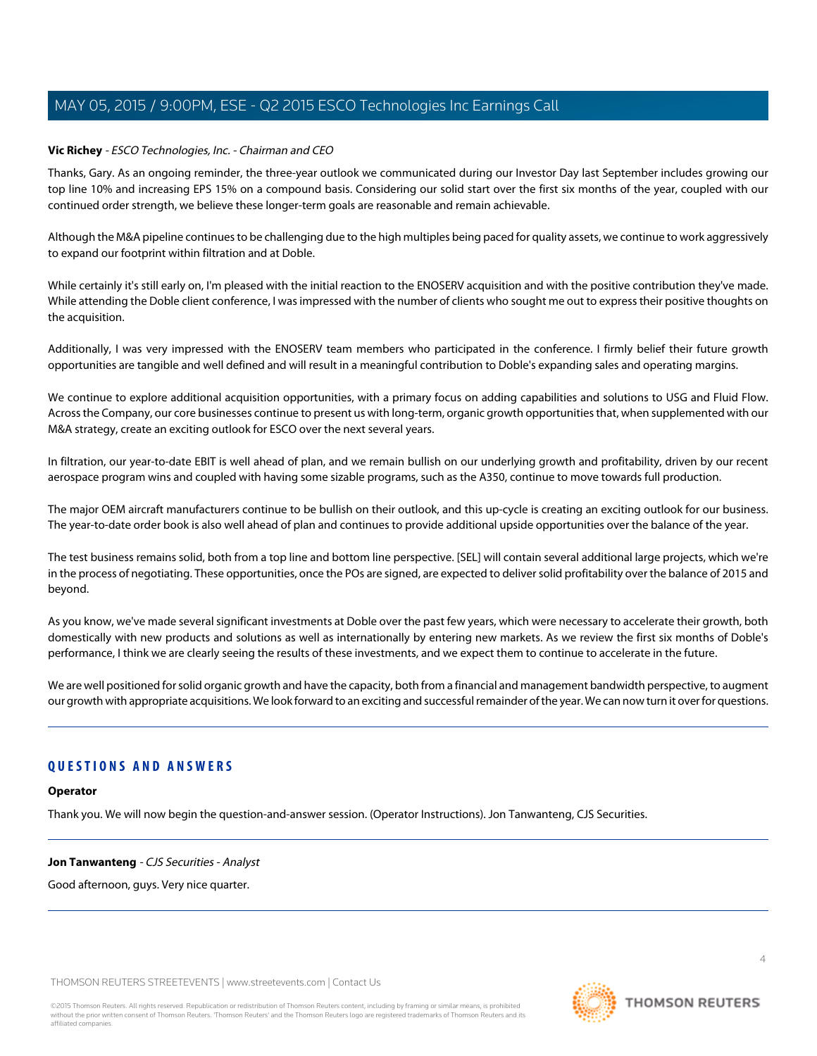**Vic Richey** - *ESCO Technologies, Inc. - Chairman and CEO*

Thanks, Gary. As an ongoing reminder, the three-year outlook we communicated during our Investor Day last September includes growing our top line 10% and increasing EPS 15% on a compound basis. Considering our solid start over the first six months of the year, coupled with our continued order strength, we believe these longer-term goals are reasonable and remain achievable.

Although the M&A pipeline continues to be challenging due to the high multiples being paced for quality assets, we continue to work aggressively to expand our footprint within filtration and at Doble.

While certainly it's still early on, I'm pleased with the initial reaction to the ENOSERV acquisition and with the positive contribution they've made. While attending the Doble client conference, I was impressed with the number of clients who sought me out to express their positive thoughts on the acquisition.

Additionally, I was very impressed with the ENOSERV team members who participated in the conference. I firmly belief their future growth opportunities are tangible and well defined and will result in a meaningful contribution to Doble's expanding sales and operating margins.

We continue to explore additional acquisition opportunities, with a primary focus on adding capabilities and solutions to USG and Fluid Flow. Across the Company, our core businesses continue to present us with long-term, organic growth opportunities that, when supplemented with our M&A strategy, create an exciting outlook for ESCO over the next several years.

In filtration, our year-to-date EBIT is well ahead of plan, and we remain bullish on our underlying growth and profitability, driven by our recent aerospace program wins and coupled with having some sizable programs, such as the A350, continue to move towards full production.

The major OEM aircraft manufacturers continue to be bullish on their outlook, and this up-cycle is creating an exciting outlook for our business. The year-to-date order book is also well ahead of plan and continues to provide additional upside opportunities over the balance of the year.

The test business remains solid, both from a top line and bottom line perspective. [SEL] will contain several additional large projects, which we're in the process of negotiating. These opportunities, once the POs are signed, are expected to deliver solid profitability over the balance of 2015 and beyond.

As you know, we've made several significant investments at Doble over the past few years, which were necessary to accelerate their growth, both domestically with new products and solutions as well as internationally by entering new markets. As we review the first six months of Doble's performance, I think we are clearly seeing the results of these investments, and we expect them to continue to accelerate in the future.

We are well positioned for solid organic growth and have the capacity, both from a financial and management bandwidth perspective, to augment our growth with appropriate acquisitions. We look forward to an exciting and successful remainder of the year. We can now turn it over for questions.

## QUESTIONS AND ANSWERS

**Operator**

Thank you. We will now begin the question-and-answer session. (Operator Instructions). Jon Tanwanteng, CJS Securities.

**Jon Tanwanteng** - *CJS Securities - Analyst*

Good afternoon, guys. Very nice quarter.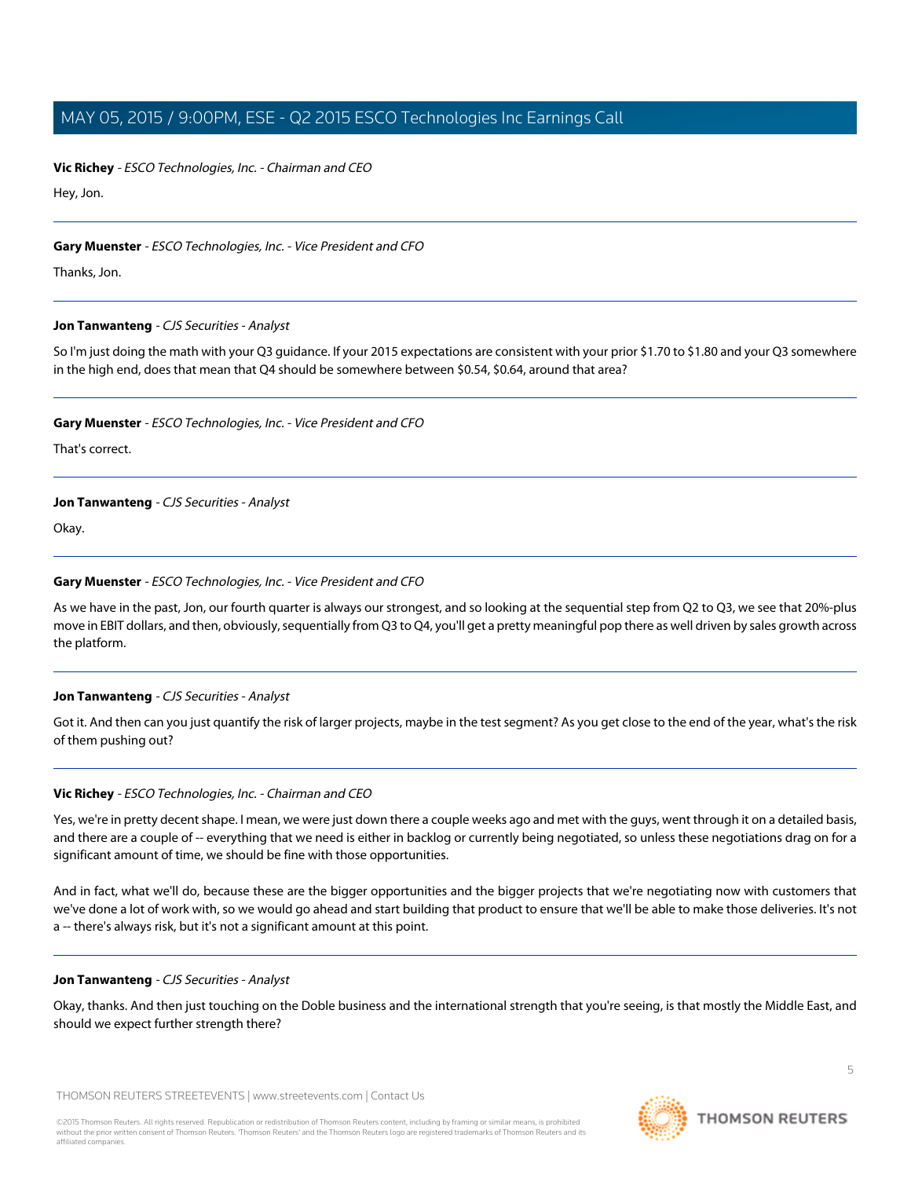**Vic Richey** - *ESCO Technologies, Inc. - Chairman and CEO*

Hey, Jon.

---

**Gary Muenster** - *ESCO Technologies, Inc. - Vice President and CFO*

Thanks, Jon.

---

**Jon Tanwanteng** - *CJS Securities - Analyst*

So I'm just doing the math with your Q3 guidance. If your 2015 expectations are consistent with your prior $1.70 to $1.80 and your Q3 somewhere in the high end, does that mean that Q4 should be somewhere between $0.54, $0.64, around that area?

---

**Gary Muenster** - *ESCO Technologies, Inc. - Vice President and CFO*

That's correct.

---

**Jon Tanwanteng** - *CJS Securities - Analyst*

Okay.

---

**Gary Muenster** - *ESCO Technologies, Inc. - Vice President and CFO*

As we have in the past, Jon, our fourth quarter is always our strongest, and so looking at the sequential step from Q2 to Q3, we see that 20%-plus move in EBIT dollars, and then, obviously, sequentially from Q3 to Q4, you'll get a pretty meaningful pop there as well driven by sales growth across the platform.

---

**Jon Tanwanteng** - *CJS Securities - Analyst*

Got it. And then can you just quantify the risk of larger projects, maybe in the test segment? As you get close to the end of the year, what's the risk of them pushing out?

---

**Vic Richey** - *ESCO Technologies, Inc. - Chairman and CEO*

Yes, we're in pretty decent shape. I mean, we were just down there a couple weeks ago and met with the guys, went through it on a detailed basis, and there are a couple of -- everything that we need is either in backlog or currently being negotiated, so unless these negotiations drag on for a significant amount of time, we should be fine with those opportunities.

And in fact, what we'll do, because these are the bigger opportunities and the bigger projects that we're negotiating now with customers that we've done a lot of work with, so we would go ahead and start building that product to ensure that we'll be able to make those deliveries. It's not a -- there's always risk, but it's not a significant amount at this point.

---

**Jon Tanwanteng** - *CJS Securities - Analyst*

Okay, thanks. And then just touching on the Doble business and the international strength that you're seeing, is that mostly the Middle East, and should we expect further strength there?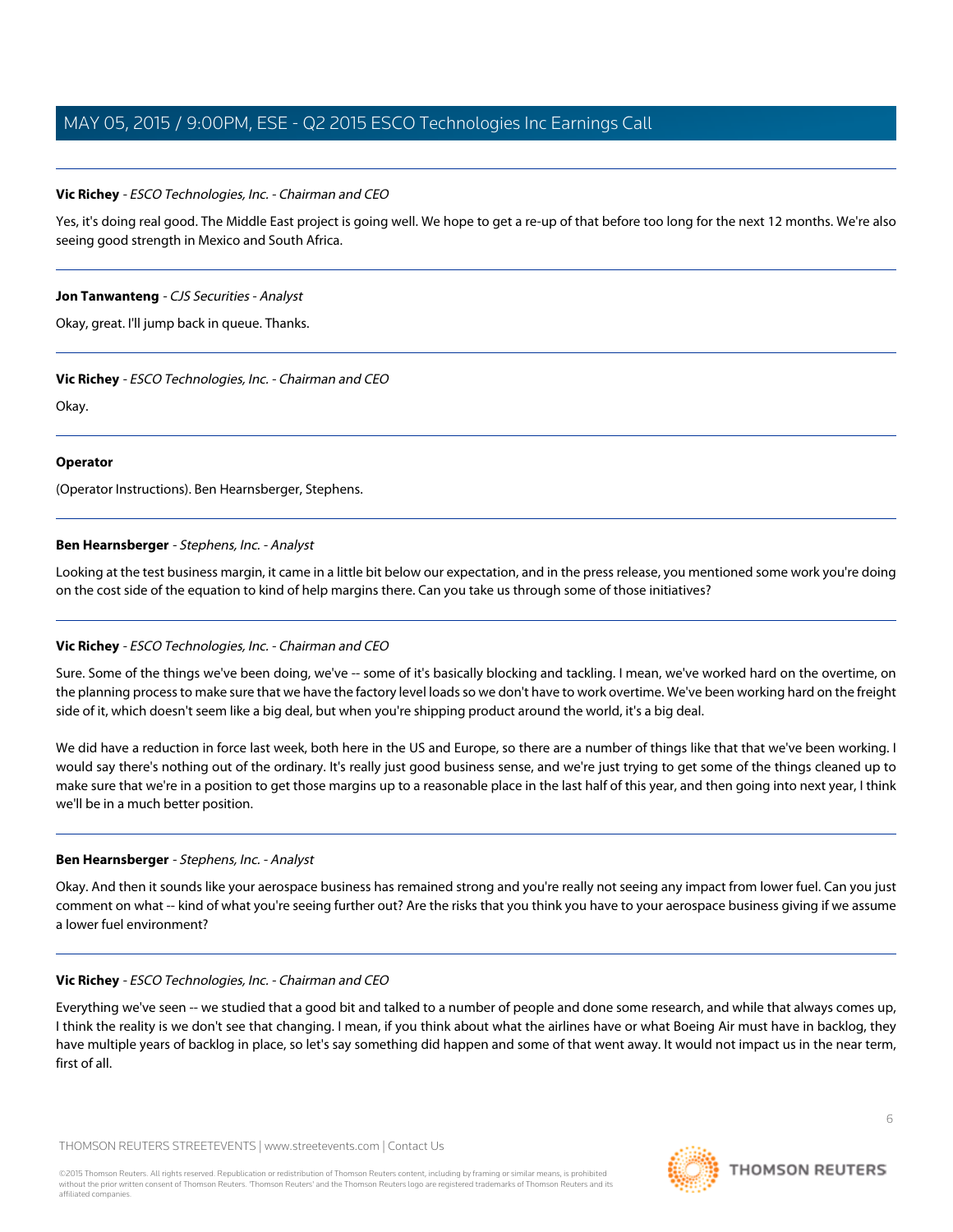**Vic Richey** - *ESCO Technologies, Inc. - Chairman and CEO*

Yes, it's doing real good. The Middle East project is going well. We hope to get a re-up of that before too long for the next 12 months. We're also seeing good strength in Mexico and South Africa.

---

**Jon Tanwanteng** - *CJS Securities - Analyst*

Okay, great. I'll jump back in queue. Thanks.

---

**Vic Richey** - *ESCO Technologies, Inc. - Chairman and CEO*

Okay.

---

**Operator**

(Operator Instructions). Ben Hearnsberger, Stephens.

---

**Ben Hearnsberger** - *Stephens, Inc. - Analyst*

Looking at the test business margin, it came in a little bit below our expectation, and in the press release, you mentioned some work you're doing on the cost side of the equation to kind of help margins there. Can you take us through some of those initiatives?

---

**Vic Richey** - *ESCO Technologies, Inc. - Chairman and CEO*

Sure. Some of the things we've been doing, we've -- some of it's basically blocking and tackling. I mean, we've worked hard on the overtime, on the planning process to make sure that we have the factory level loads so we don't have to work overtime. We've been working hard on the freight side of it, which doesn't seem like a big deal, but when you're shipping product around the world, it's a big deal.

We did have a reduction in force last week, both here in the US and Europe, so there are a number of things like that that we've been working. I would say there's nothing out of the ordinary. It's really just good business sense, and we're just trying to get some of the things cleaned up to make sure that we're in a position to get those margins up to a reasonable place in the last half of this year, and then going into next year, I think we'll be in a much better position.

---

**Ben Hearnsberger** - *Stephens, Inc. - Analyst*

Okay. And then it sounds like your aerospace business has remained strong and you're really not seeing any impact from lower fuel. Can you just comment on what -- kind of what you're seeing further out? Are the risks that you think you have to your aerospace business giving if we assume a lower fuel environment?

---

**Vic Richey** - *ESCO Technologies, Inc. - Chairman and CEO*

Everything we've seen -- we studied that a good bit and talked to a number of people and done some research, and while that always comes up, I think the reality is we don't see that changing. I mean, if you think about what the airlines have or what Boeing Air must have in backlog, they have multiple years of backlog in place, so let's say something did happen and some of that went away. It would not impact us in the near term, first of all.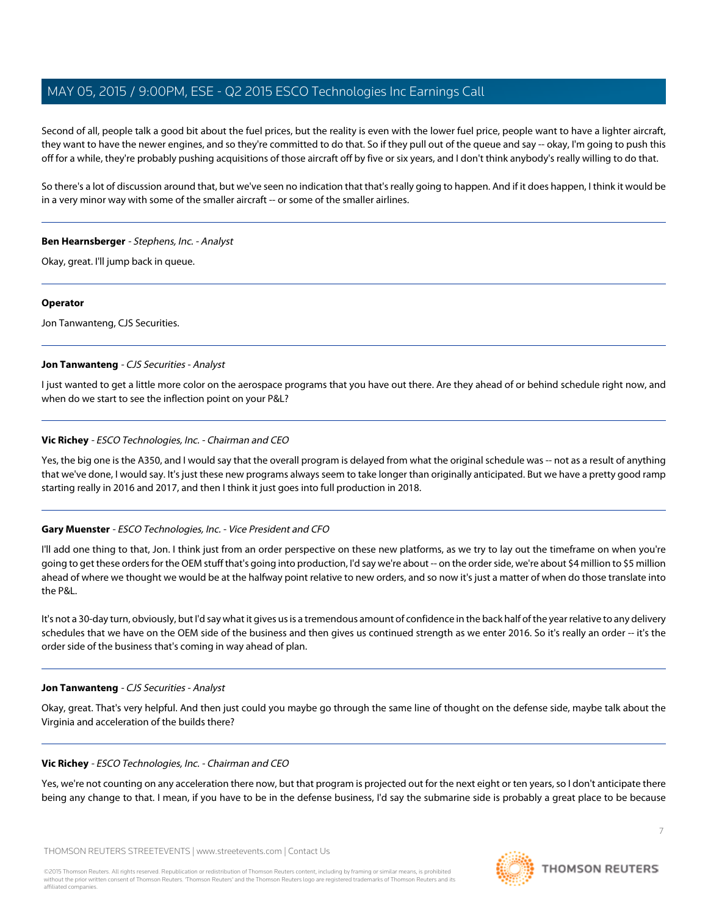Second of all, people talk a good bit about the fuel prices, but the reality is even with the lower fuel price, people want to have a lighter aircraft, they want to have the newer engines, and so they're committed to do that. So if they pull out of the queue and say -- okay, I'm going to push this off for a while, they're probably pushing acquisitions of those aircraft off by five or six years, and I don't think anybody's really willing to do that.

So there's a lot of discussion around that, but we've seen no indication that that's really going to happen. And if it does happen, I think it would be in a very minor way with some of the smaller aircraft -- or some of the smaller airlines.

---

**Ben Hearnsberger** - *Stephens, Inc. - Analyst*

Okay, great. I'll jump back in queue.

---

**Operator**

Jon Tanwanteng, CJS Securities.

---

**Jon Tanwanteng** - *CJS Securities - Analyst*

I just wanted to get a little more color on the aerospace programs that you have out there. Are they ahead of or behind schedule right now, and when do we start to see the inflection point on your P&L?

---

**Vic Richey** - *ESCO Technologies, Inc. - Chairman and CEO*

Yes, the big one is the A350, and I would say that the overall program is delayed from what the original schedule was -- not as a result of anything that we've done, I would say. It's just these new programs always seem to take longer than originally anticipated. But we have a pretty good ramp starting really in 2016 and 2017, and then I think it just goes into full production in 2018.

---

**Gary Muenster** - *ESCO Technologies, Inc. - Vice President and CFO*

I'll add one thing to that, Jon. I think just from an order perspective on these new platforms, as we try to lay out the timeframe on when you're going to get these orders for the OEM stuff that's going into production, I'd say we're about -- on the order side, we're about $4 million to $5 million ahead of where we thought we would be at the halfway point relative to new orders, and so now it's just a matter of when do those translate into the P&L.

It's not a 30-day turn, obviously, but I'd say what it gives us is a tremendous amount of confidence in the back half of the year relative to any delivery schedules that we have on the OEM side of the business and then gives us continued strength as we enter 2016. So it's really an order -- it's the order side of the business that's coming in way ahead of plan.

---

**Jon Tanwanteng** - *CJS Securities - Analyst*

Okay, great. That's very helpful. And then just could you maybe go through the same line of thought on the defense side, maybe talk about the Virginia and acceleration of the builds there?

---

**Vic Richey** - *ESCO Technologies, Inc. - Chairman and CEO*

Yes, we're not counting on any acceleration there now, but that program is projected out for the next eight or ten years, so I don't anticipate there being any change to that. I mean, if you have to be in the defense business, I'd say the submarine side is probably a great place to be because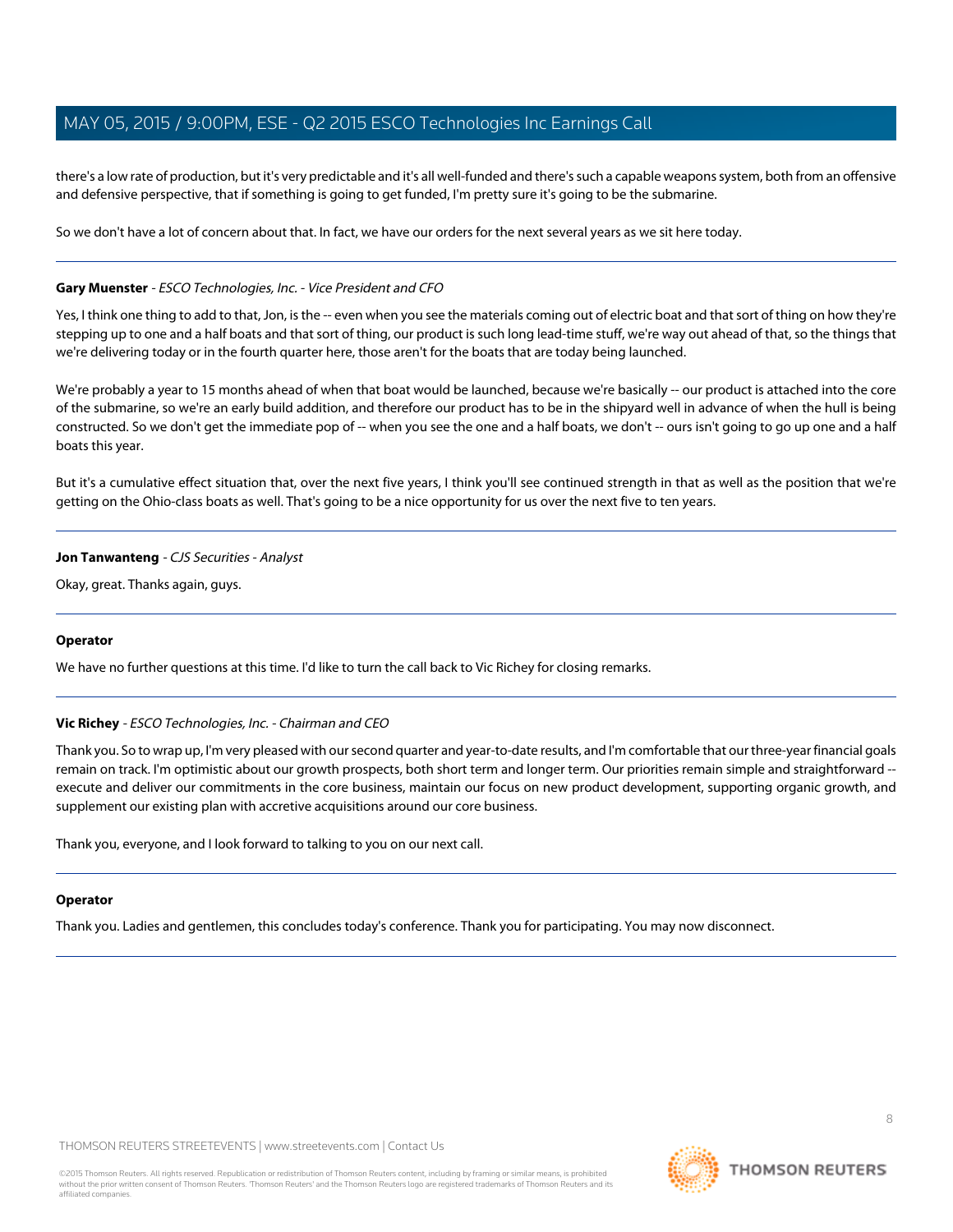there's a low rate of production, but it's very predictable and it's all well-funded and there's such a capable weapons system, both from an offensive and defensive perspective, that if something is going to get funded, I'm pretty sure it's going to be the submarine.

So we don't have a lot of concern about that. In fact, we have our orders for the next several years as we sit here today.

---

**Gary Muenster** - *ESCO Technologies, Inc. - Vice President and CFO*

Yes, I think one thing to add to that, Jon, is the -- even when you see the materials coming out of electric boat and that sort of thing on how they're stepping up to one and a half boats and that sort of thing, our product is such long lead-time stuff, we're way out ahead of that, so the things that we're delivering today or in the fourth quarter here, those aren't for the boats that are today being launched.

We're probably a year to 15 months ahead of when that boat would be launched, because we're basically -- our product is attached into the core of the submarine, so we're an early build addition, and therefore our product has to be in the shipyard well in advance of when the hull is being constructed. So we don't get the immediate pop of -- when you see the one and a half boats, we don't -- ours isn't going to go up one and a half boats this year.

But it's a cumulative effect situation that, over the next five years, I think you'll see continued strength in that as well as the position that we're getting on the Ohio-class boats as well. That's going to be a nice opportunity for us over the next five to ten years.

---

**Jon Tanwanteng** - *CJS Securities - Analyst*

Okay, great. Thanks again, guys.

---

**Operator**

We have no further questions at this time. I'd like to turn the call back to Vic Richey for closing remarks.

---

**Vic Richey** - *ESCO Technologies, Inc. - Chairman and CEO*

Thank you. So to wrap up, I'm very pleased with our second quarter and year-to-date results, and I'm comfortable that our three-year financial goals remain on track. I'm optimistic about our growth prospects, both short term and longer term. Our priorities remain simple and straightforward -- execute and deliver our commitments in the core business, maintain our focus on new product development, supporting organic growth, and supplement our existing plan with accretive acquisitions around our core business.

Thank you, everyone, and I look forward to talking to you on our next call.

---

**Operator**

Thank you. Ladies and gentlemen, this concludes today's conference. Thank you for participating. You may now disconnect.

---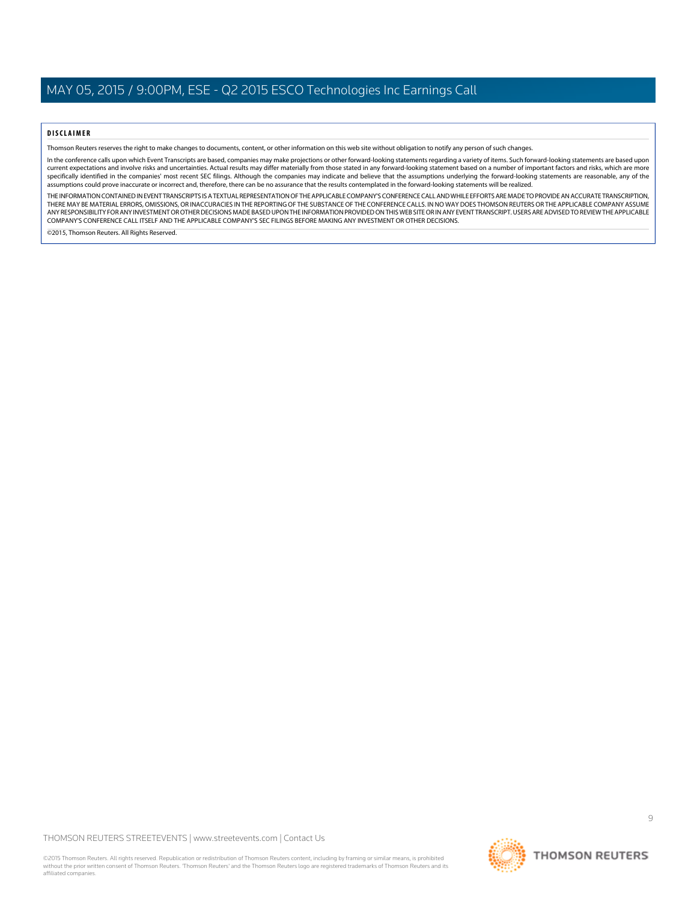**DISCLAIMER**

Thomson Reuters reserves the right to make changes to documents, content, or other information on this web site without obligation to notify any person of such changes.

In the conference calls upon which Event Transcripts are based, companies may make projections or other forward-looking statements regarding a variety of items. Such forward-looking statements are based upon current expectations and involve risks and uncertainties. Actual results may differ materially from those stated in any forward-looking statement based on a number of important factors and risks, which are more specifically identified in the companies' most recent SEC filings. Although the companies may indicate and believe that the assumptions underlying the forward-looking statements are reasonable, any of the assumptions could prove inaccurate or incorrect and, therefore, there can be no assurance that the results contemplated in the forward-looking statements will be realized.

THE INFORMATION CONTAINED IN EVENT TRANSCRIPTS IS A TEXTUAL REPRESENTATION OF THE APPLICABLE COMPANY'S CONFERENCE CALL AND WHILE EFFORTS ARE MADE TO PROVIDE AN ACCURATE TRANSCRIPTION, THERE MAY BE MATERIAL ERRORS, OMISSIONS, OR INACCURACIES IN THE REPORTING OF THE SUBSTANCE OF THE CONFERENCE CALLS. IN NO WAY DOES THOMSON REUTERS OR THE APPLICABLE COMPANY ASSUME ANY RESPONSIBILITY FOR ANY INVESTMENT OR OTHER DECISIONS MADE BASED UPON THE INFORMATION PROVIDED ON THIS WEB SITE OR IN ANY EVENT TRANSCRIPT. USERS ARE ADVISED TO REVIEW THE APPLICABLE COMPANY'S CONFERENCE CALL ITSELF AND THE APPLICABLE COMPANY'S SEC FILINGS BEFORE MAKING ANY INVESTMENT OR OTHER DECISIONS.

©2015, Thomson Reuters. All Rights Reserved.